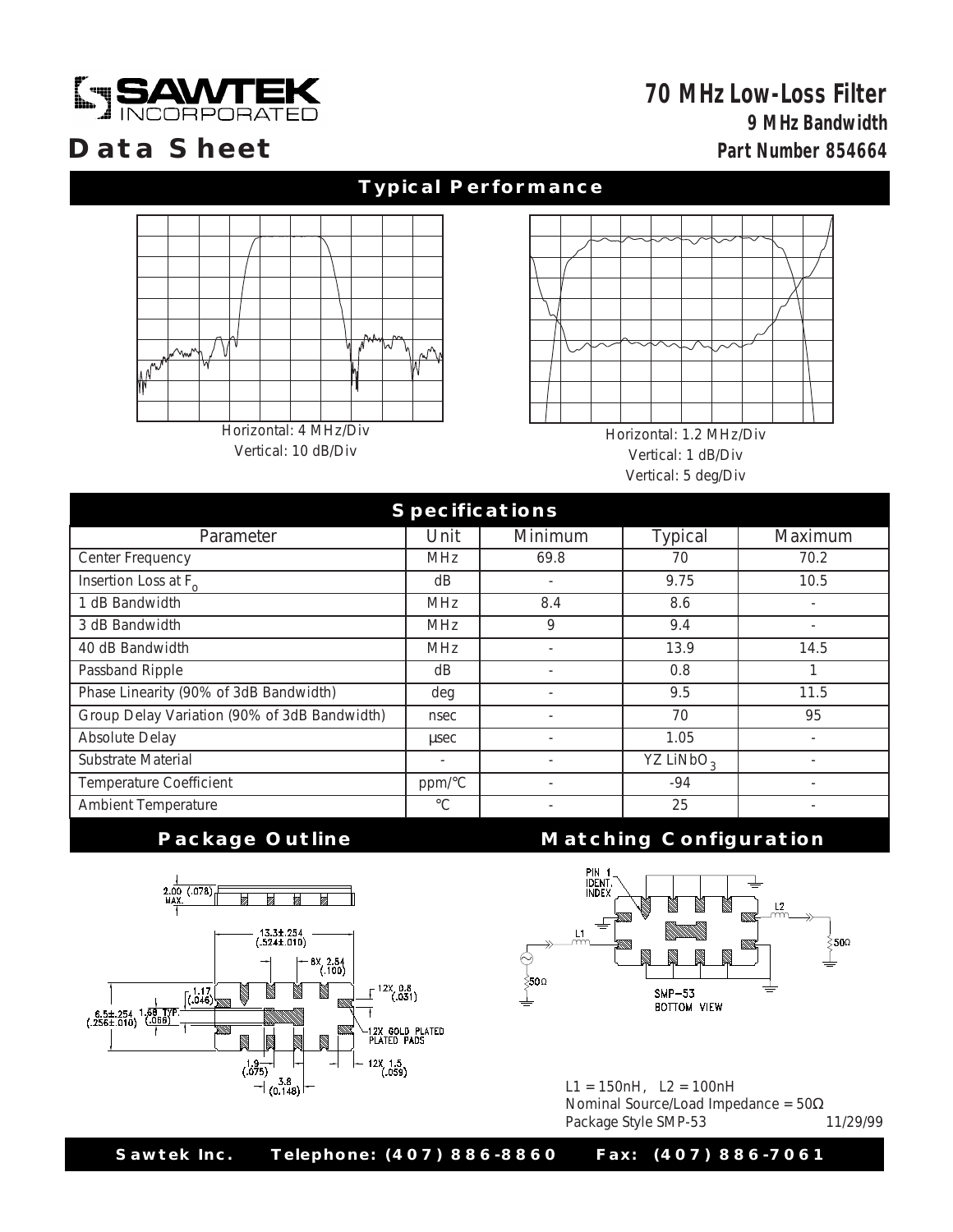# SAWTEK INCORPORATED

# Data Sheet

## 70 MHz Low-Loss Filter

**9 MHz Bandwidth**

**Part Number 854664**

## Typical Performance

Horizontal: 4 MHz/Div
Vertical: 10 dB/Div

Horizontal: 1.2 MHz/Div
Vertical: 1 dB/Div
Vertical: 5 deg/Div

## Specifications

| Parameter | Unit | Minimum | Typical | Maximum |
|---|---|---|---|---|
| Center Frequency | MHz | 69.8 | 70 | 70.2 |
| Insertion Loss at $F_o$ | dB | - | 9.75 | 10.5 |
| 1 dB Bandwidth | MHz | 8.4 | 8.6 | - |
| 3 dB Bandwidth | MHz | 9 | 9.4 | - |
| 40 dB Bandwidth | MHz | - | 13.9 | 14.5 |
| Passband Ripple | dB | - | 0.8 | 1 |
| Phase Linearity (90% of 3dB Bandwidth) | deg | - | 9.5 | 11.5 |
| Group Delay Variation (90% of 3dB Bandwidth) | nsec | - | 70 | 95 |
| Absolute Delay | µsec | - | 1.05 | - |
| Substrate Material | - | - | YZ $LiNbO_3$ | - |
| Temperature Coefficient | ppm/°C | - | -94 | - |
| Ambient Temperature | °C | - | 25 | - |

## Package Outline

2.00 (.078) MAX.

13.3±.254 (.524±.010)

8X 2.54 (.100)

1.17 (.046)

12X 0.8 (.031)

6.5±.254 (.256±.010)

1.68 TYP. (.066)

12X GOLD PLATED PADS

1.9 (.075)

3.8 (0.148)

12X 1.5 (.059)

## Matching Configuration

PIN 1 IDENT. INDEX

L1

L2

50Ω

50Ω

SMP-53
BOTTOM VIEW

L1 = 150nH, L2 = 100nH
Nominal Source/Load Impedance = 50Ω
Package Style SMP-53

11/29/99

**Sawtek Inc. Telephone: (407) 886-8860 Fax: (407) 886-7061**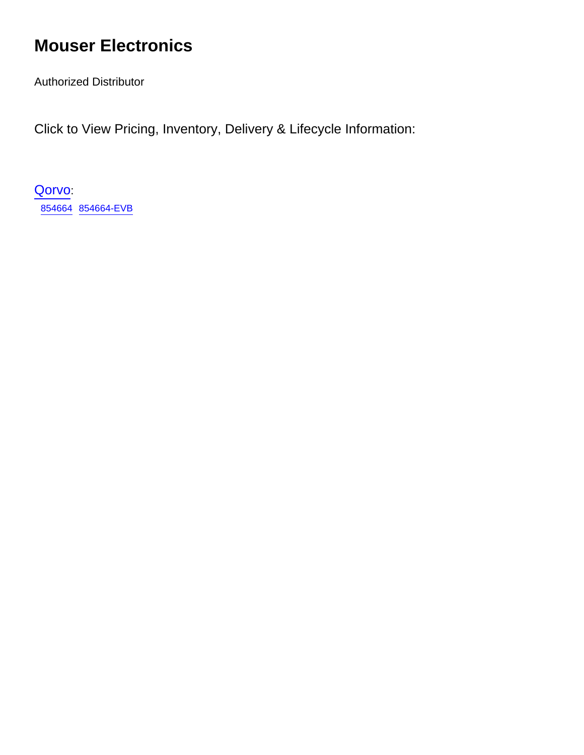# Mouser Electronics

Authorized Distributor

Click to View Pricing, Inventory, Delivery & Lifecycle Information:

Qorvo:

854664 854664-EVB